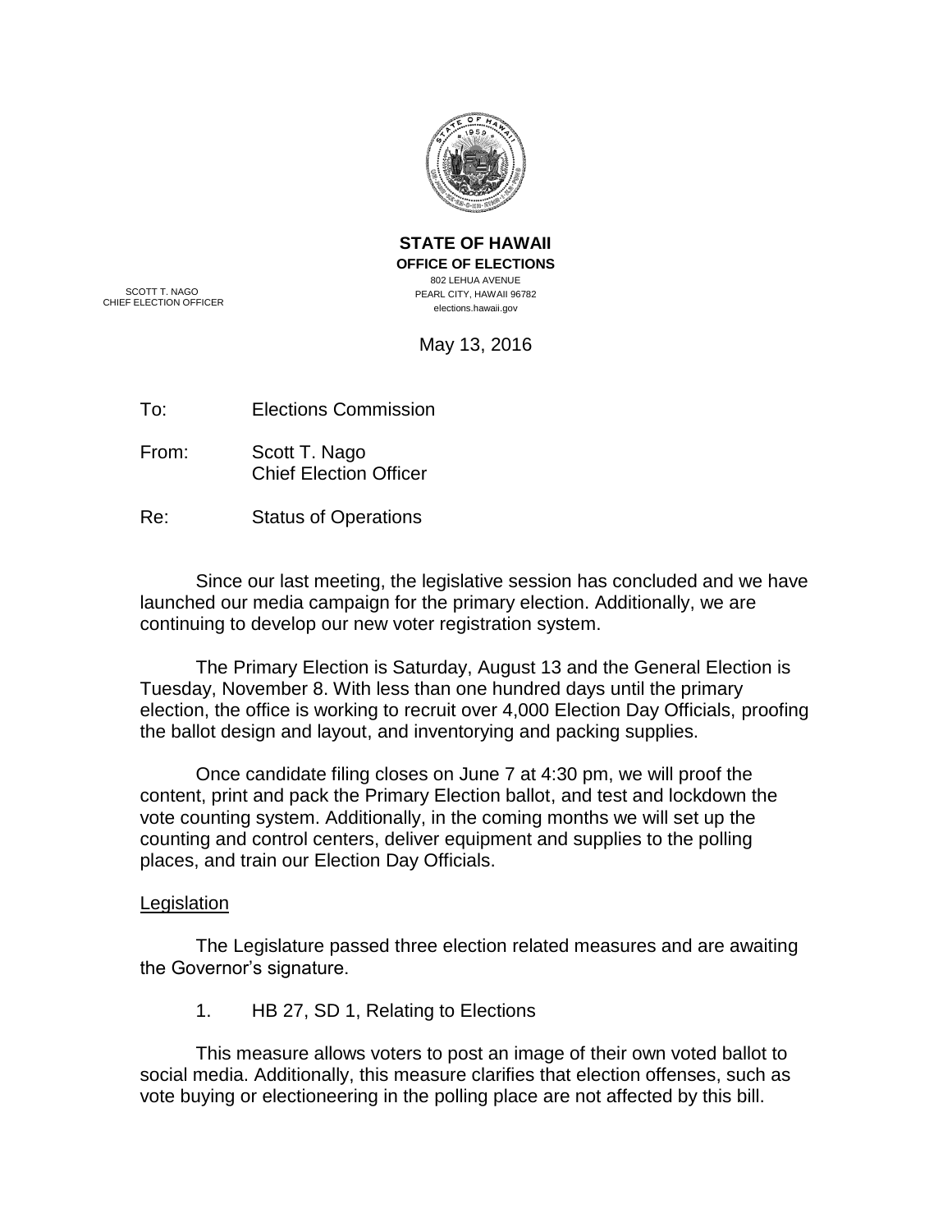**STATE OF HAWAII**
**OFFICE OF ELECTIONS**
802 LEHUA AVENUE
PEARL CITY, HAWAII 96782
elections.hawaii.gov

SCOTT T. NAGO
CHIEF ELECTION OFFICER

May 13, 2016

To: Elections Commission

From: Scott T. Nago
Chief Election Officer

Re: Status of Operations

Since our last meeting, the legislative session has concluded and we have launched our media campaign for the primary election. Additionally, we are continuing to develop our new voter registration system.

The Primary Election is Saturday, August 13 and the General Election is Tuesday, November 8. With less than one hundred days until the primary election, the office is working to recruit over 4,000 Election Day Officials, proofing the ballot design and layout, and inventorying and packing supplies.

Once candidate filing closes on June 7 at 4:30 pm, we will proof the content, print and pack the Primary Election ballot, and test and lockdown the vote counting system. Additionally, in the coming months we will set up the counting and control centers, deliver equipment and supplies to the polling places, and train our Election Day Officials.

<u>Legislation</u>

The Legislature passed three election related measures and are awaiting the Governor's signature.

1. HB 27, SD 1, Relating to Elections

This measure allows voters to post an image of their own voted ballot to social media. Additionally, this measure clarifies that election offenses, such as vote buying or electioneering in the polling place are not affected by this bill.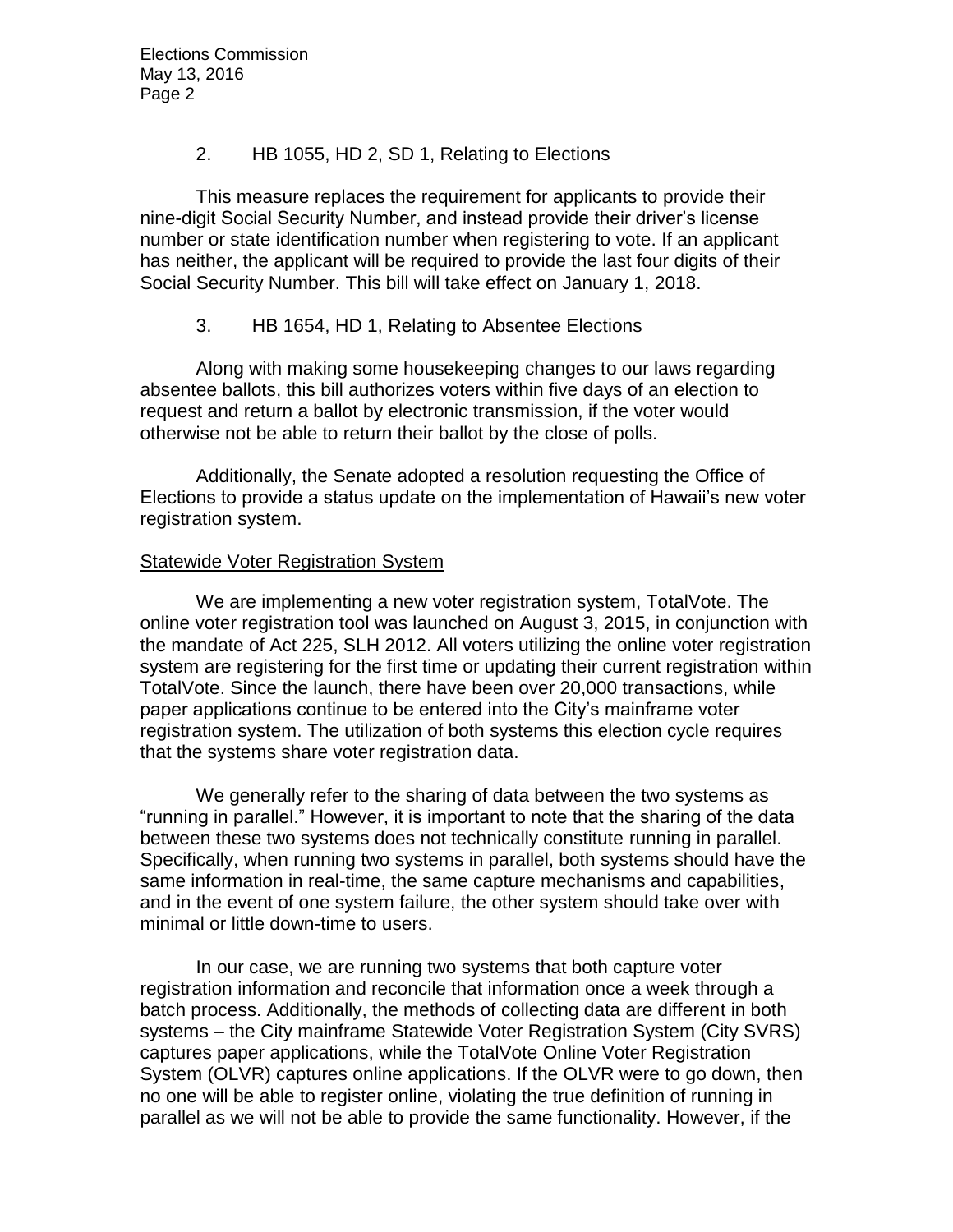2. HB 1055, HD 2, SD 1, Relating to Elections

This measure replaces the requirement for applicants to provide their nine-digit Social Security Number, and instead provide their driver's license number or state identification number when registering to vote. If an applicant has neither, the applicant will be required to provide the last four digits of their Social Security Number. This bill will take effect on January 1, 2018.

3. HB 1654, HD 1, Relating to Absentee Elections

Along with making some housekeeping changes to our laws regarding absentee ballots, this bill authorizes voters within five days of an election to request and return a ballot by electronic transmission, if the voter would otherwise not be able to return their ballot by the close of polls.

Additionally, the Senate adopted a resolution requesting the Office of Elections to provide a status update on the implementation of Hawaii's new voter registration system.

Statewide Voter Registration System

We are implementing a new voter registration system, TotalVote. The online voter registration tool was launched on August 3, 2015, in conjunction with the mandate of Act 225, SLH 2012. All voters utilizing the online voter registration system are registering for the first time or updating their current registration within TotalVote. Since the launch, there have been over 20,000 transactions, while paper applications continue to be entered into the City's mainframe voter registration system. The utilization of both systems this election cycle requires that the systems share voter registration data.

We generally refer to the sharing of data between the two systems as "running in parallel." However, it is important to note that the sharing of the data between these two systems does not technically constitute running in parallel. Specifically, when running two systems in parallel, both systems should have the same information in real-time, the same capture mechanisms and capabilities, and in the event of one system failure, the other system should take over with minimal or little down-time to users.

In our case, we are running two systems that both capture voter registration information and reconcile that information once a week through a batch process. Additionally, the methods of collecting data are different in both systems – the City mainframe Statewide Voter Registration System (City SVRS) captures paper applications, while the TotalVote Online Voter Registration System (OLVR) captures online applications. If the OLVR were to go down, then no one will be able to register online, violating the true definition of running in parallel as we will not be able to provide the same functionality. However, if the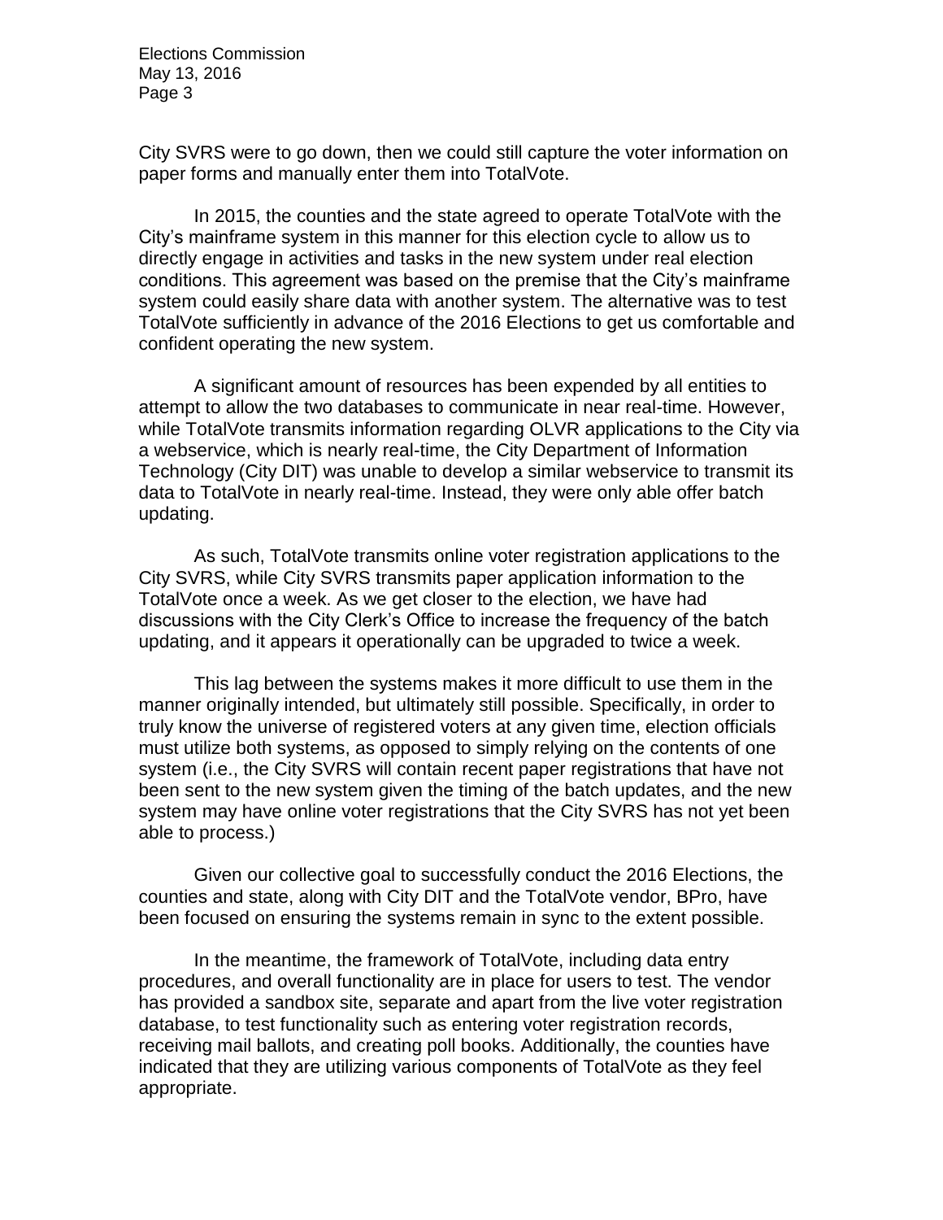City SVRS were to go down, then we could still capture the voter information on paper forms and manually enter them into TotalVote.

In 2015, the counties and the state agreed to operate TotalVote with the City's mainframe system in this manner for this election cycle to allow us to directly engage in activities and tasks in the new system under real election conditions. This agreement was based on the premise that the City's mainframe system could easily share data with another system. The alternative was to test TotalVote sufficiently in advance of the 2016 Elections to get us comfortable and confident operating the new system.

A significant amount of resources has been expended by all entities to attempt to allow the two databases to communicate in near real-time. However, while TotalVote transmits information regarding OLVR applications to the City via a webservice, which is nearly real-time, the City Department of Information Technology (City DIT) was unable to develop a similar webservice to transmit its data to TotalVote in nearly real-time. Instead, they were only able offer batch updating.

As such, TotalVote transmits online voter registration applications to the City SVRS, while City SVRS transmits paper application information to the TotalVote once a week. As we get closer to the election, we have had discussions with the City Clerk's Office to increase the frequency of the batch updating, and it appears it operationally can be upgraded to twice a week.

This lag between the systems makes it more difficult to use them in the manner originally intended, but ultimately still possible. Specifically, in order to truly know the universe of registered voters at any given time, election officials must utilize both systems, as opposed to simply relying on the contents of one system (i.e., the City SVRS will contain recent paper registrations that have not been sent to the new system given the timing of the batch updates, and the new system may have online voter registrations that the City SVRS has not yet been able to process.)

Given our collective goal to successfully conduct the 2016 Elections, the counties and state, along with City DIT and the TotalVote vendor, BPro, have been focused on ensuring the systems remain in sync to the extent possible.

In the meantime, the framework of TotalVote, including data entry procedures, and overall functionality are in place for users to test. The vendor has provided a sandbox site, separate and apart from the live voter registration database, to test functionality such as entering voter registration records, receiving mail ballots, and creating poll books. Additionally, the counties have indicated that they are utilizing various components of TotalVote as they feel appropriate.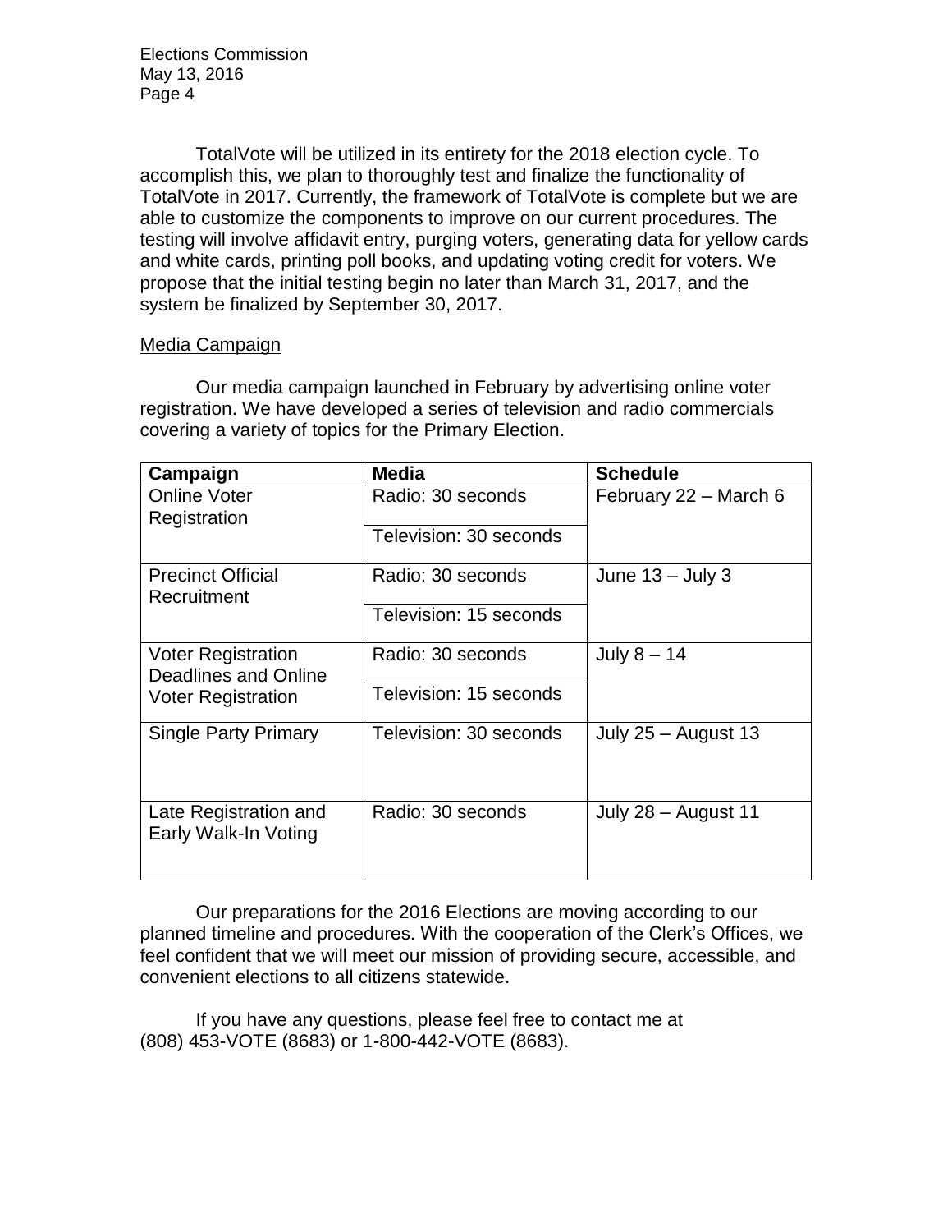TotalVote will be utilized in its entirety for the 2018 election cycle. To accomplish this, we plan to thoroughly test and finalize the functionality of TotalVote in 2017. Currently, the framework of TotalVote is complete but we are able to customize the components to improve on our current procedures. The testing will involve affidavit entry, purging voters, generating data for yellow cards and white cards, printing poll books, and updating voting credit for voters. We propose that the initial testing begin no later than March 31, 2017, and the system be finalized by September 30, 2017.

<u>Media Campaign</u>

Our media campaign launched in February by advertising online voter registration. We have developed a series of television and radio commercials covering a variety of topics for the Primary Election.

| Campaign | Media | Schedule |
|---|---|---|
| Online Voter Registration | Radio: 30 seconds | February 22 – March 6 |
| | Television: 30 seconds | |
| Precinct Official Recruitment | Radio: 30 seconds | June 13 – July 3 |
| | Television: 15 seconds | |
| Voter Registration Deadlines and Online Voter Registration | Radio: 30 seconds | July 8 – 14 |
| | Television: 15 seconds | |
| Single Party Primary | Television: 30 seconds | July 25 – August 13 |
| Late Registration and Early Walk-In Voting | Radio: 30 seconds | July 28 – August 11 |

Our preparations for the 2016 Elections are moving according to our planned timeline and procedures. With the cooperation of the Clerk's Offices, we feel confident that we will meet our mission of providing secure, accessible, and convenient elections to all citizens statewide.

If you have any questions, please feel free to contact me at (808) 453-VOTE (8683) or 1-800-442-VOTE (8683).